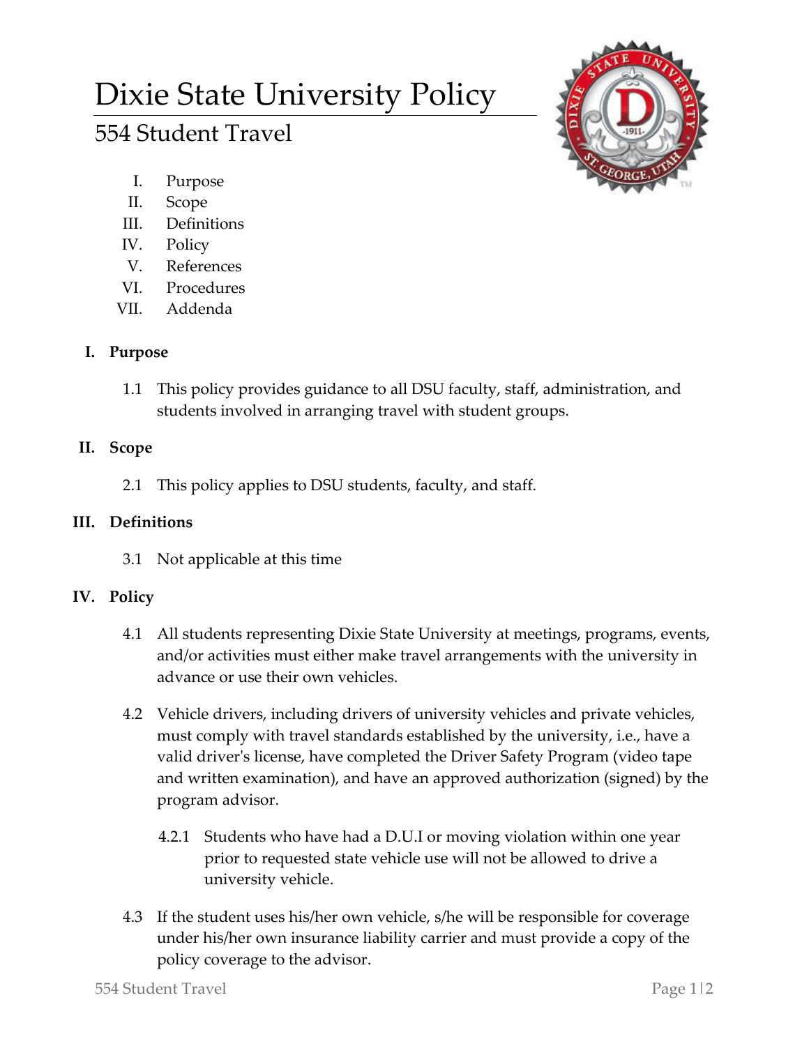# Dixie State University Policy

## 554 Student Travel

I. Purpose
II. Scope
III. Definitions
IV. Policy
V. References
VI. Procedures
VII. Addenda

### I. Purpose

1.1 This policy provides guidance to all DSU faculty, staff, administration, and students involved in arranging travel with student groups.

### II. Scope

2.1 This policy applies to DSU students, faculty, and staff.

### III. Definitions

3.1 Not applicable at this time

### IV. Policy

4.1 All students representing Dixie State University at meetings, programs, events, and/or activities must either make travel arrangements with the university in advance or use their own vehicles.

4.2 Vehicle drivers, including drivers of university vehicles and private vehicles, must comply with travel standards established by the university, i.e., have a valid driver's license, have completed the Driver Safety Program (video tape and written examination), and have an approved authorization (signed) by the program advisor.

4.2.1 Students who have had a D.U.I or moving violation within one year prior to requested state vehicle use will not be allowed to drive a university vehicle.

4.3 If the student uses his/her own vehicle, s/he will be responsible for coverage under his/her own insurance liability carrier and must provide a copy of the policy coverage to the advisor.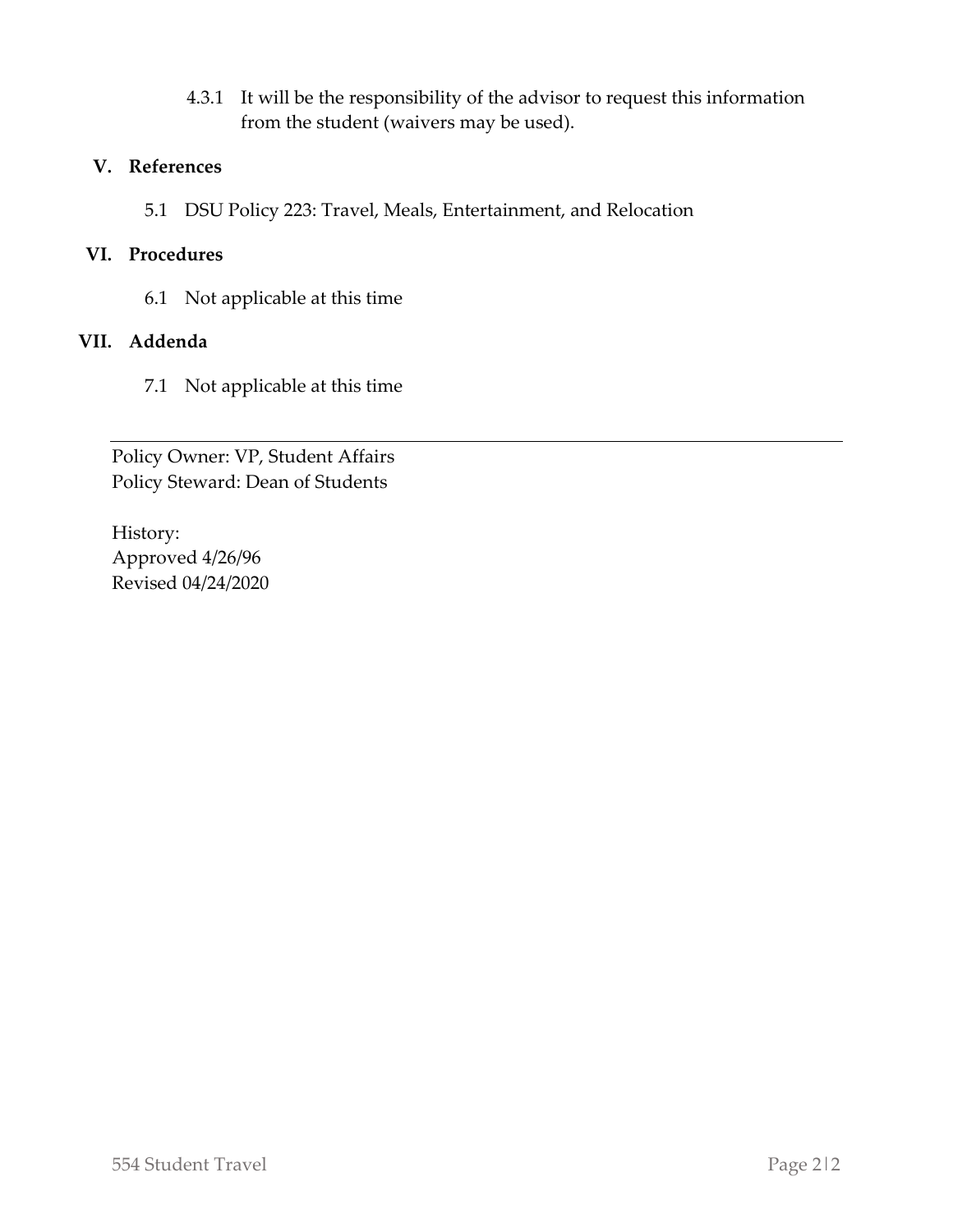4.3.1 It will be the responsibility of the advisor to request this information from the student (waivers may be used).

## V. References

5.1 DSU Policy 223: Travel, Meals, Entertainment, and Relocation

## VI. Procedures

6.1 Not applicable at this time

## VII. Addenda

7.1 Not applicable at this time

---

Policy Owner: VP, Student Affairs
Policy Steward: Dean of Students

History:
Approved 4/26/96
Revised 04/24/2020